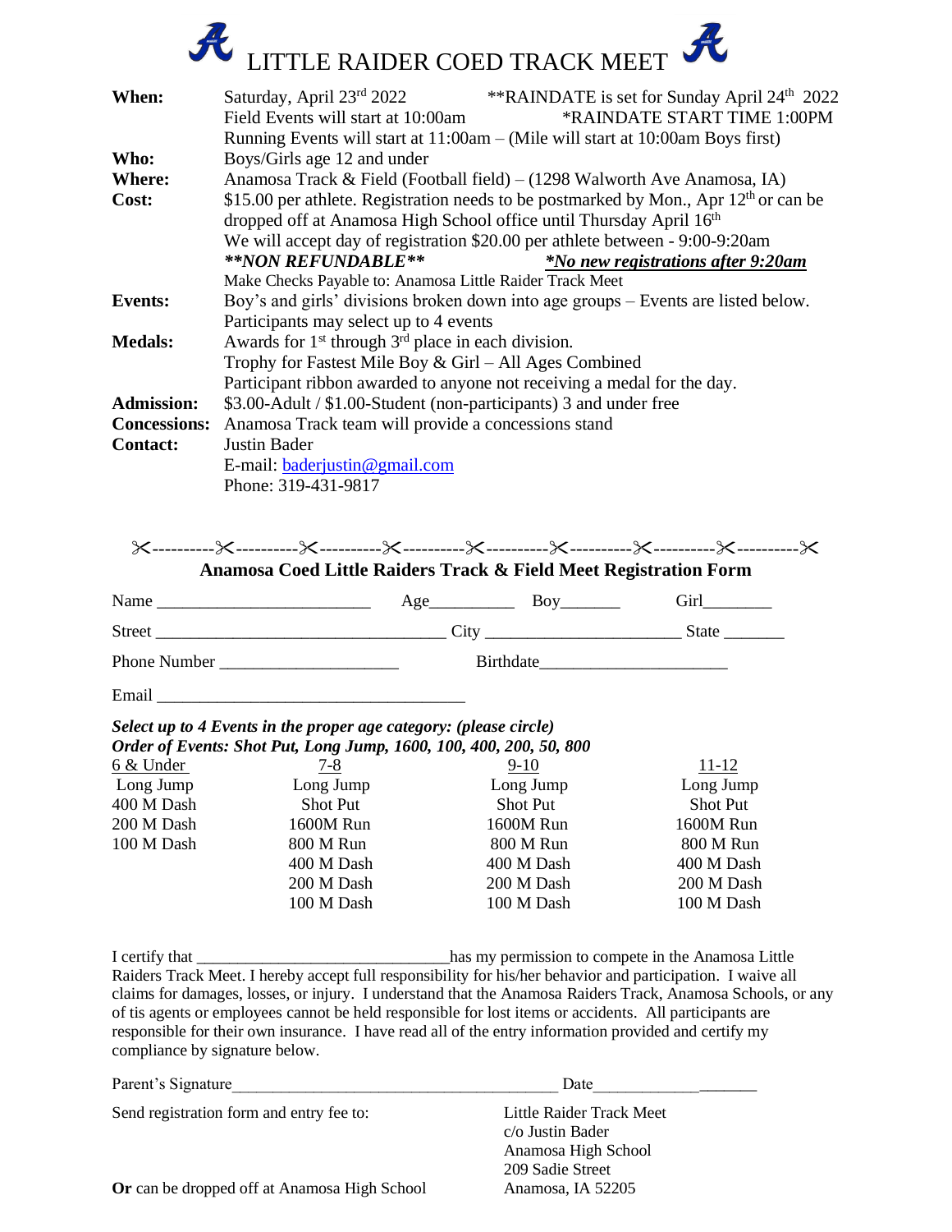# LITTLE RAIDER COED TRACK MEET

**When:** Saturday, April 23rd 2022 — **RAINDATE is set for Sunday April 24th 2022
Field Events will start at 10:00am — *RAINDATE START TIME 1:00PM
Running Events will start at 11:00am – (Mile will start at 10:00am Boys first)

**Who:** Boys/Girls age 12 and under

**Where:** Anamosa Track & Field (Football field) – (1298 Walworth Ave Anamosa, IA)

**Cost:** $15.00 per athlete. Registration needs to be postmarked by Mon., Apr 12th or can be dropped off at Anamosa High School office until Thursday April 16th
We will accept day of registration $20.00 per athlete between - 9:00-9:20am
***\*NON REFUNDABLE\*\**** — ***\*No new registrations after 9:20am***
Make Checks Payable to: Anamosa Little Raider Track Meet

**Events:** Boy's and girls' divisions broken down into age groups – Events are listed below.
Participants may select up to 4 events

**Medals:** Awards for 1st through 3rd place in each division.
Trophy for Fastest Mile Boy & Girl – All Ages Combined
Participant ribbon awarded to anyone not receiving a medal for the day.

**Admission:** $3.00-Adult / $1.00-Student (non-participants) 3 and under free

**Concessions:** Anamosa Track team will provide a concessions stand

**Contact:** Justin Bader
E-mail: baderjustin@gmail.com
Phone: 319-431-9817

✂----------✂----------✂----------✂----------✂----------✂----------✂----------✂----------✂

## Anamosa Coed Little Raiders Track & Field Meet Registration Form

Name ________________________ Age__________ Boy_______ Girl________

Street _________________________________ City ______________________ State _______

Phone Number _____________________ Birthdate______________________

Email ___________________________________

***Select up to 4 Events in the proper age category: (please circle)***
***Order of Events: Shot Put, Long Jump, 1600, 100, 400, 200, 50, 800***

| 6 & Under | 7-8 | 9-10 | 11-12 |
|---|---|---|---|
| Long Jump | Long Jump | Long Jump | Long Jump |
| 400 M Dash | Shot Put | Shot Put | Shot Put |
| 200 M Dash | 1600M Run | 1600M Run | 1600M Run |
| 100 M Dash | 800 M Run | 800 M Run | 800 M Run |
| | 400 M Dash | 400 M Dash | 400 M Dash |
| | 200 M Dash | 200 M Dash | 200 M Dash |
| | 100 M Dash | 100 M Dash | 100 M Dash |

I certify that ______________________________has my permission to compete in the Anamosa Little Raiders Track Meet. I hereby accept full responsibility for his/her behavior and participation. I waive all claims for damages, losses, or injury. I understand that the Anamosa Raiders Track, Anamosa Schools, or any of tis agents or employees cannot be held responsible for lost items or accidents. All participants are responsible for their own insurance. I have read all of the entry information provided and certify my compliance by signature below.

Parent's Signature_______________________________________ Date____________________

Send registration form and entry fee to:

Little Raider Track Meet
c/o Justin Bader
Anamosa High School
209 Sadie Street
Anamosa, IA 52205

**Or** can be dropped off at Anamosa High School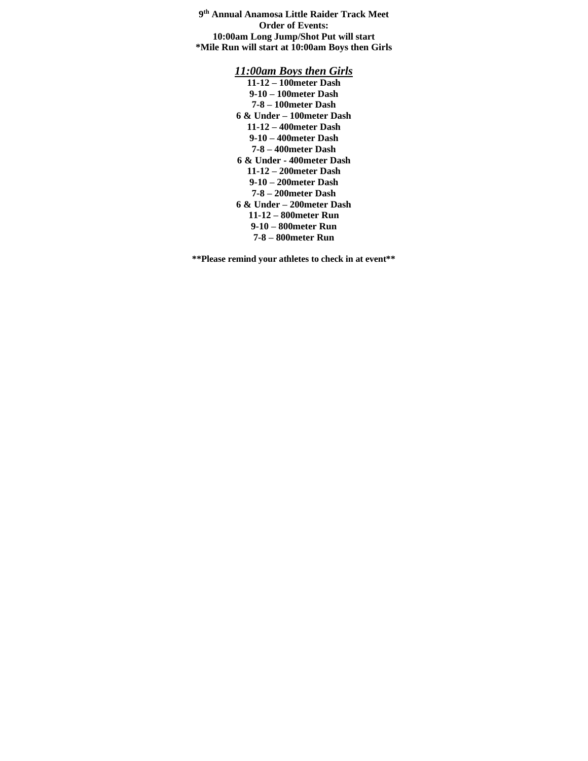**9th Annual Anamosa Little Raider Track Meet**
**Order of Events:**
**10:00am Long Jump/Shot Put will start**
**\*Mile Run will start at 10:00am Boys then Girls**

***<u>11:00am Boys then Girls</u>***

**11-12 – 100meter Dash**
**9-10 – 100meter Dash**
**7-8 – 100meter Dash**
**6 & Under – 100meter Dash**
**11-12 – 400meter Dash**
**9-10 – 400meter Dash**
**7-8 – 400meter Dash**
**6 & Under - 400meter Dash**
**11-12 – 200meter Dash**
**9-10 – 200meter Dash**
**7-8 – 200meter Dash**
**6 & Under – 200meter Dash**
**11-12 – 800meter Run**
**9-10 – 800meter Run**
**7-8 – 800meter Run**

**\*\*Please remind your athletes to check in at event\*\***